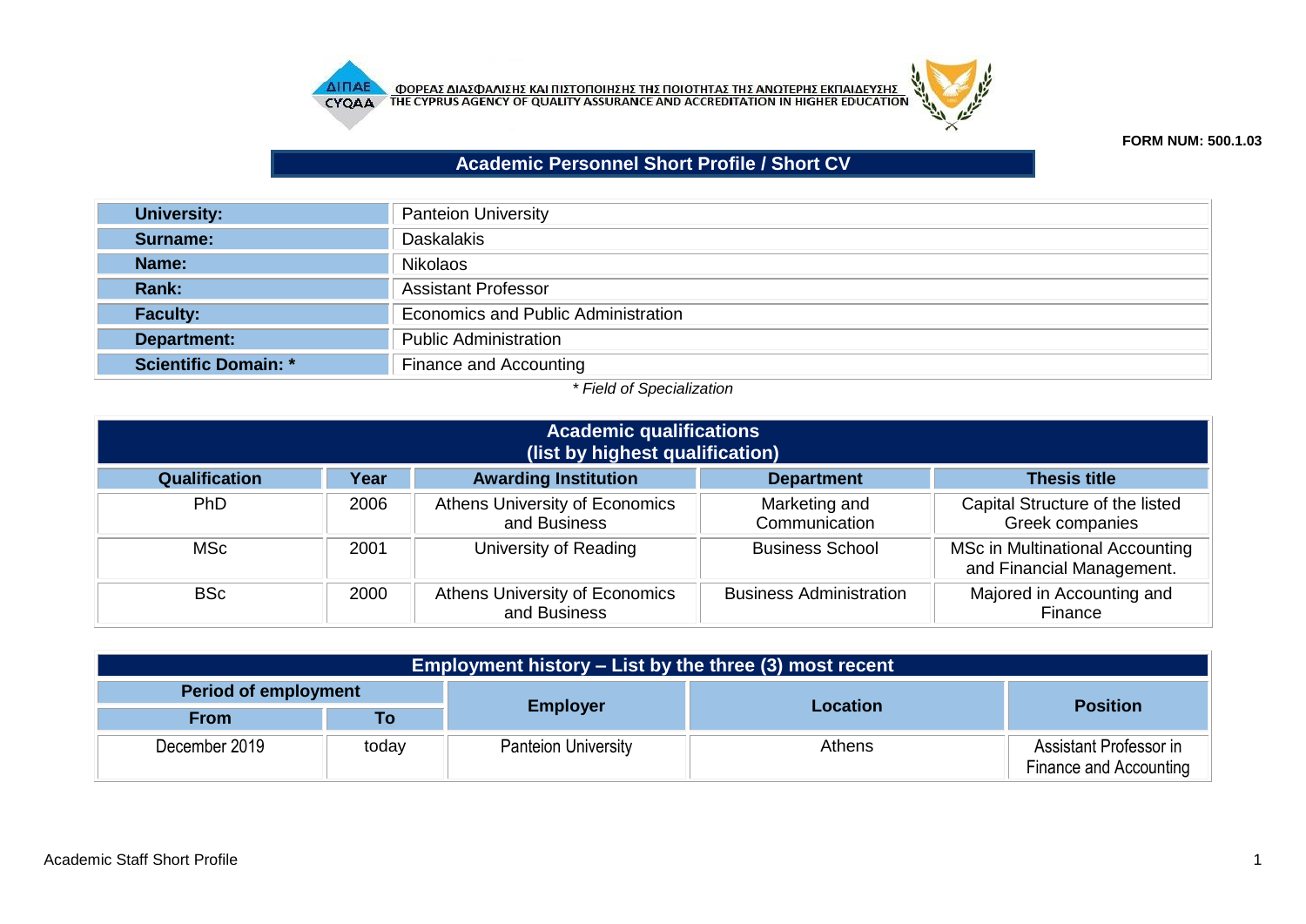ΦΟΡΕΑΣ ΔΙΑΣΦΑΛΙΣΗΣ ΚΑΙ ΠΙΣΤΟΠΟΙΗΣΗΣ ΤΗΣ ΠΟΙΟΤΗΤΑΣ ΤΗΣ ΑΝΩΤΕΡΗΣ ΕΚΠΑΙΔΕΥΣΗΣ
THE CYPRUS AGENCY OF QUALITY ASSURANCE AND ACCREDITATION IN HIGHER EDUCATION

**FORM NUM: 500.1.03**

## Academic Personnel Short Profile / Short CV

| | |
|---|---|
| **University:** | Panteion University |
| **Surname:** | Daskalakis |
| **Name:** | Nikolaos |
| **Rank:** | Assistant Professor |
| **Faculty:** | Economics and Public Administration |
| **Department:** | Public Administration |
| **Scientific Domain: *** | Finance and Accounting |

*\* Field of Specialization*

### Academic qualifications (list by highest qualification)

| Qualification | Year | Awarding Institution | Department | Thesis title |
|---|---|---|---|---|
| PhD | 2006 | Athens University of Economics and Business | Marketing and Communication | Capital Structure of the listed Greek companies |
| MSc | 2001 | University of Reading | Business School | MSc in Multinational Accounting and Financial Management. |
| BSc | 2000 | Athens University of Economics and Business | Business Administration | Majored in Accounting and Finance |

### Employment history – List by the three (3) most recent

| Period of employment | | Employer | Location | Position |
|---|---|---|---|---|
| From | To | | | |
| December 2019 | today | Panteion University | Athens | Assistant Professor in Finance and Accounting |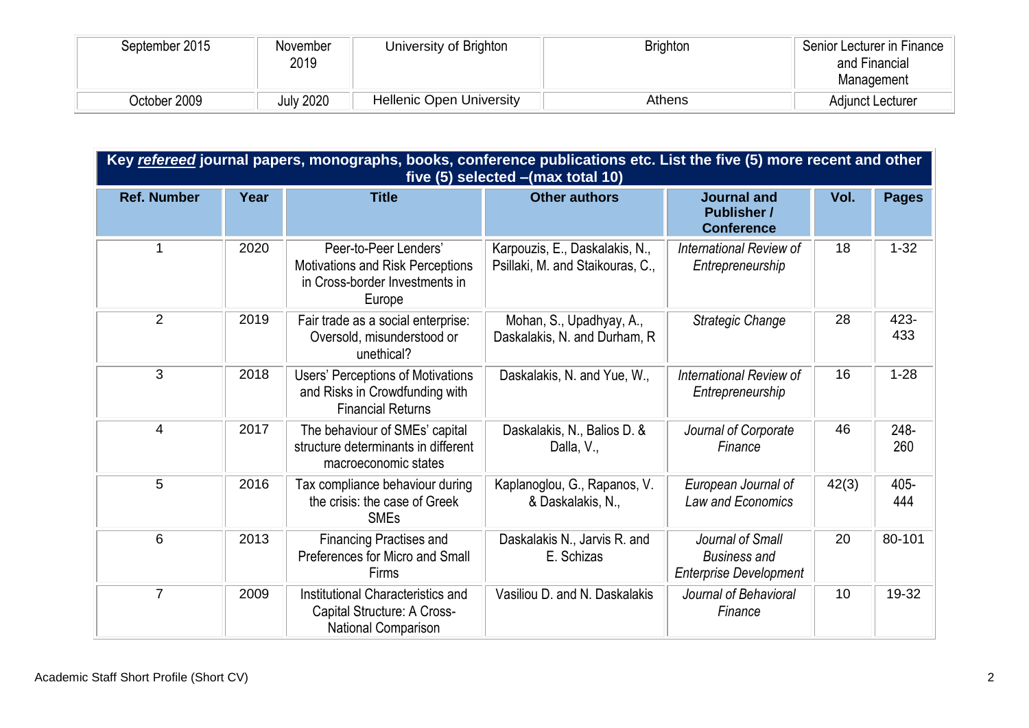| September 2015 | November 2019 | University of Brighton | Brighton | Senior Lecturer in Finance and Financial Management |
|---|---|---|---|---|
| October 2009 | July 2020 | Hellenic Open University | Athens | Adjunct Lecturer |

| **Key *refereed* journal papers, monographs, books, conference publications etc. List the five (5) more recent and other five (5) selected –(max total 10)** | | | | | | |
|---|---|---|---|---|---|---|
| **Ref. Number** | **Year** | **Title** | **Other authors** | **Journal and Publisher / Conference** | **Vol.** | **Pages** |
| 1 | 2020 | Peer-to-Peer Lenders' Motivations and Risk Perceptions in Cross-border Investments in Europe | Karpouzis, E., Daskalakis, N., Psillaki, M. and Staikouras, C., | *International Review of Entrepreneurship* | 18 | 1-32 |
| 2 | 2019 | Fair trade as a social enterprise: Oversold, misunderstood or unethical? | Mohan, S., Upadhyay, A., Daskalakis, N. and Durham, R | *Strategic Change* | 28 | 423-433 |
| 3 | 2018 | Users' Perceptions of Motivations and Risks in Crowdfunding with Financial Returns | Daskalakis, N. and Yue, W., | *International Review of Entrepreneurship* | 16 | 1-28 |
| 4 | 2017 | The behaviour of SMEs' capital structure determinants in different macroeconomic states | Daskalakis, N., Balios D. & Dalla, V., | *Journal of Corporate Finance* | 46 | 248-260 |
| 5 | 2016 | Tax compliance behaviour during the crisis: the case of Greek SMEs | Kaplanoglou, G., Rapanos, V. & Daskalakis, N., | *European Journal of Law and Economics* | 42(3) | 405-444 |
| 6 | 2013 | Financing Practises and Preferences for Micro and Small Firms | Daskalakis N., Jarvis R. and E. Schizas | *Journal of Small Business and Enterprise Development* | 20 | 80-101 |
| 7 | 2009 | Institutional Characteristics and Capital Structure: A Cross-National Comparison | Vasiliou D. and N. Daskalakis | *Journal of Behavioral Finance* | 10 | 19-32 |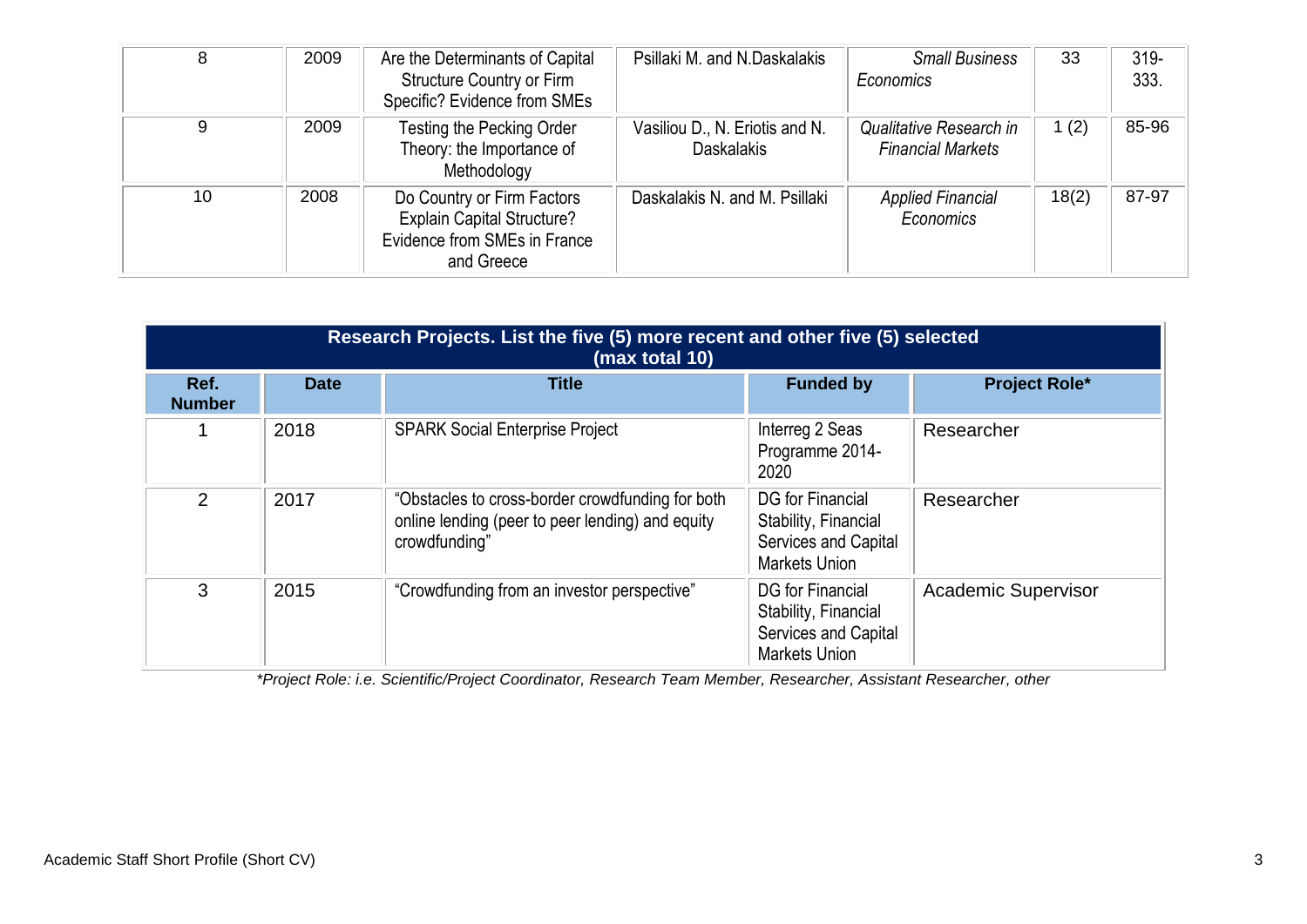| 8 | 2009 | Are the Determinants of Capital Structure Country or Firm Specific? Evidence from SMEs | Psillaki M. and N.Daskalakis | *Small Business Economics* | 33 | 319-333. |
|---|---|---|---|---|---|---|
| 9 | 2009 | Testing the Pecking Order Theory: the Importance of Methodology | Vasiliou D., N. Eriotis and N. Daskalakis | *Qualitative Research in Financial Markets* | 1 (2) | 85-96 |
| 10 | 2008 | Do Country or Firm Factors Explain Capital Structure? Evidence from SMEs in France and Greece | Daskalakis N. and M. Psillaki | *Applied Financial Economics* | 18(2) | 87-97 |

| **Research Projects. List the five (5) more recent and other five (5) selected (max total 10)** | | | | |
|---|---|---|---|---|
| **Ref. Number** | **Date** | **Title** | **Funded by** | **Project Role*** |
| 1 | 2018 | SPARK Social Enterprise Project | Interreg 2 Seas Programme 2014-2020 | Researcher |
| 2 | 2017 | "Obstacles to cross-border crowdfunding for both online lending (peer to peer lending) and equity crowdfunding" | DG for Financial Stability, Financial Services and Capital Markets Union | Researcher |
| 3 | 2015 | "Crowdfunding from an investor perspective" | DG for Financial Stability, Financial Services and Capital Markets Union | Academic Supervisor |

**Project Role: i.e. Scientific/Project Coordinator, Research Team Member, Researcher, Assistant Researcher, other*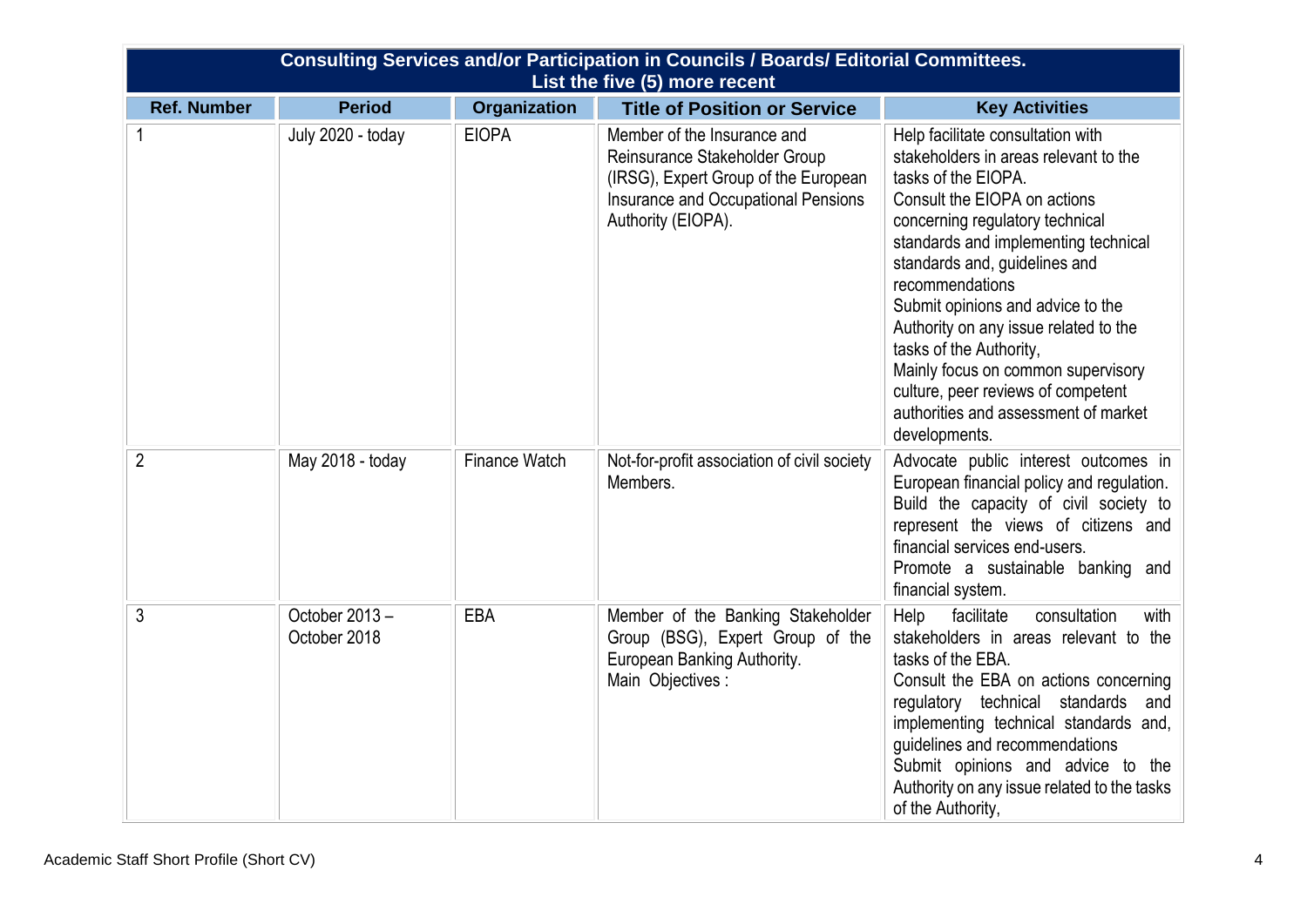| Consulting Services and/or Participation in Councils / Boards/ Editorial Committees. List the five (5) more recent | | | | |
|---|---|---|---|---|
| **Ref. Number** | **Period** | **Organization** | **Title of Position or Service** | **Key Activities** |
| 1 | July 2020 - today | EIOPA | Member of the Insurance and Reinsurance Stakeholder Group (IRSG), Expert Group of the European Insurance and Occupational Pensions Authority (EIOPA). | Help facilitate consultation with stakeholders in areas relevant to the tasks of the EIOPA.<br>Consult the EIOPA on actions concerning regulatory technical standards and implementing technical standards and, guidelines and recommendations<br>Submit opinions and advice to the Authority on any issue related to the tasks of the Authority,<br>Mainly focus on common supervisory culture, peer reviews of competent authorities and assessment of market developments. |
| 2 | May 2018 - today | Finance Watch | Not-for-profit association of civil society Members. | Advocate public interest outcomes in European financial policy and regulation.<br>Build the capacity of civil society to represent the views of citizens and financial services end-users.<br>Promote a sustainable banking and financial system. |
| 3 | October 2013 – October 2018 | EBA | Member of the Banking Stakeholder Group (BSG), Expert Group of the European Banking Authority.<br>Main Objectives : | Help facilitate consultation with stakeholders in areas relevant to the tasks of the EBA.<br>Consult the EBA on actions concerning regulatory technical standards and implementing technical standards and, guidelines and recommendations<br>Submit opinions and advice to the Authority on any issue related to the tasks of the Authority, |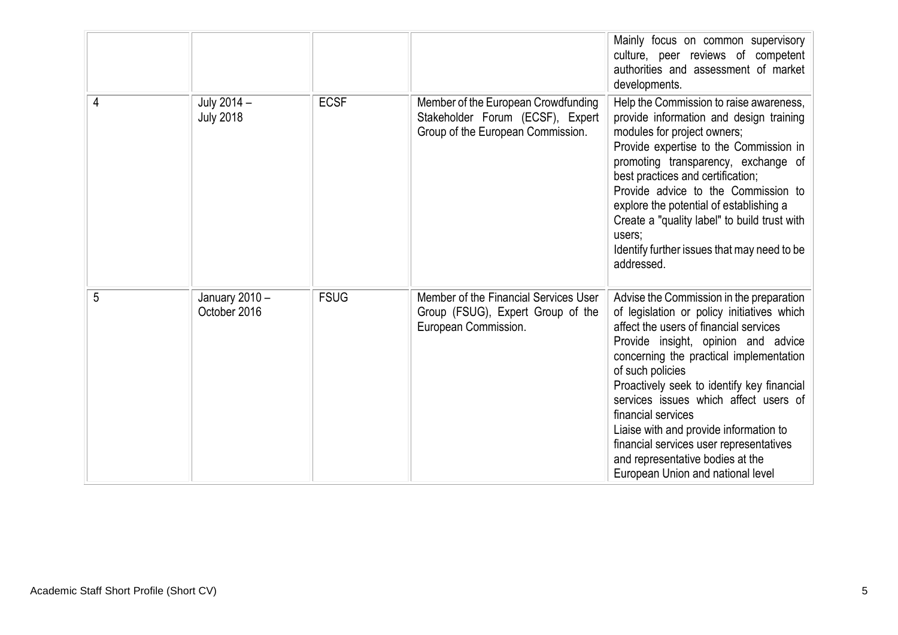|  |  |  |  |  |
|---|---|---|---|---|
|  |  |  |  | Mainly focus on common supervisory culture, peer reviews of competent authorities and assessment of market developments. |
| 4 | July 2014 – July 2018 | ECSF | Member of the European Crowdfunding Stakeholder Forum (ECSF), Expert Group of the European Commission. | Help the Commission to raise awareness, provide information and design training modules for project owners;<br>Provide expertise to the Commission in promoting transparency, exchange of best practices and certification;<br>Provide advice to the Commission to explore the potential of establishing a<br>Create a "quality label" to build trust with users;<br>Identify further issues that may need to be addressed. |
| 5 | January 2010 – October 2016 | FSUG | Member of the Financial Services User Group (FSUG), Expert Group of the European Commission. | Advise the Commission in the preparation of legislation or policy initiatives which affect the users of financial services<br>Provide insight, opinion and advice concerning the practical implementation of such policies<br>Proactively seek to identify key financial services issues which affect users of financial services<br>Liaise with and provide information to financial services user representatives and representative bodies at the European Union and national level |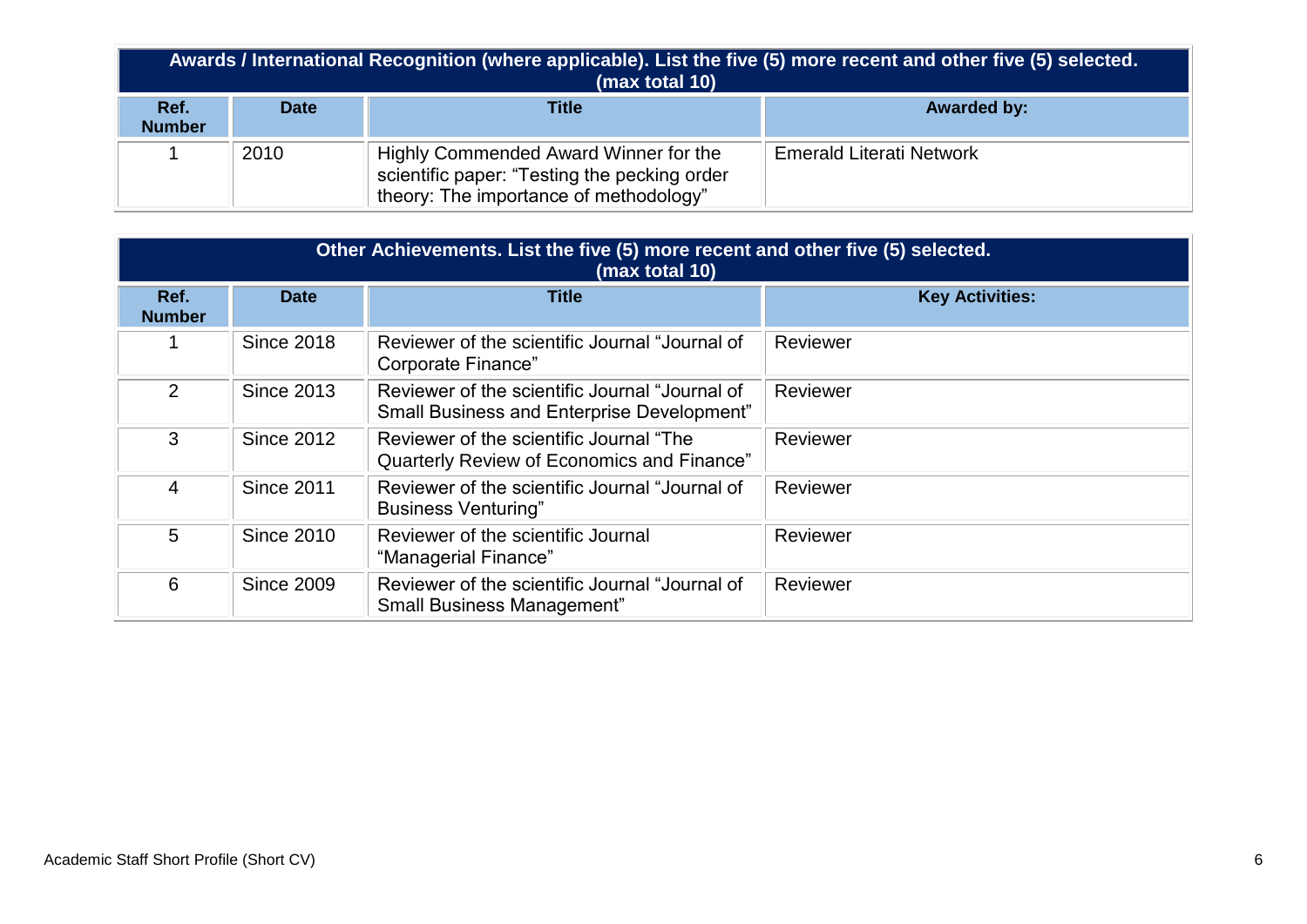| Awards / International Recognition (where applicable). List the five (5) more recent and other five (5) selected. (max total 10) | | | |
|---|---|---|---|
| **Ref. Number** | **Date** | **Title** | **Awarded by:** |
| 1 | 2010 | Highly Commended Award Winner for the scientific paper: "Testing the pecking order theory: The importance of methodology" | Emerald Literati Network |

| Other Achievements. List the five (5) more recent and other five (5) selected. (max total 10) | | | |
|---|---|---|---|
| **Ref. Number** | **Date** | **Title** | **Key Activities:** |
| 1 | Since 2018 | Reviewer of the scientific Journal "Journal of Corporate Finance" | Reviewer |
| 2 | Since 2013 | Reviewer of the scientific Journal "Journal of Small Business and Enterprise Development" | Reviewer |
| 3 | Since 2012 | Reviewer of the scientific Journal "The Quarterly Review of Economics and Finance" | Reviewer |
| 4 | Since 2011 | Reviewer of the scientific Journal "Journal of Business Venturing" | Reviewer |
| 5 | Since 2010 | Reviewer of the scientific Journal "Managerial Finance" | Reviewer |
| 6 | Since 2009 | Reviewer of the scientific Journal "Journal of Small Business Management" | Reviewer |